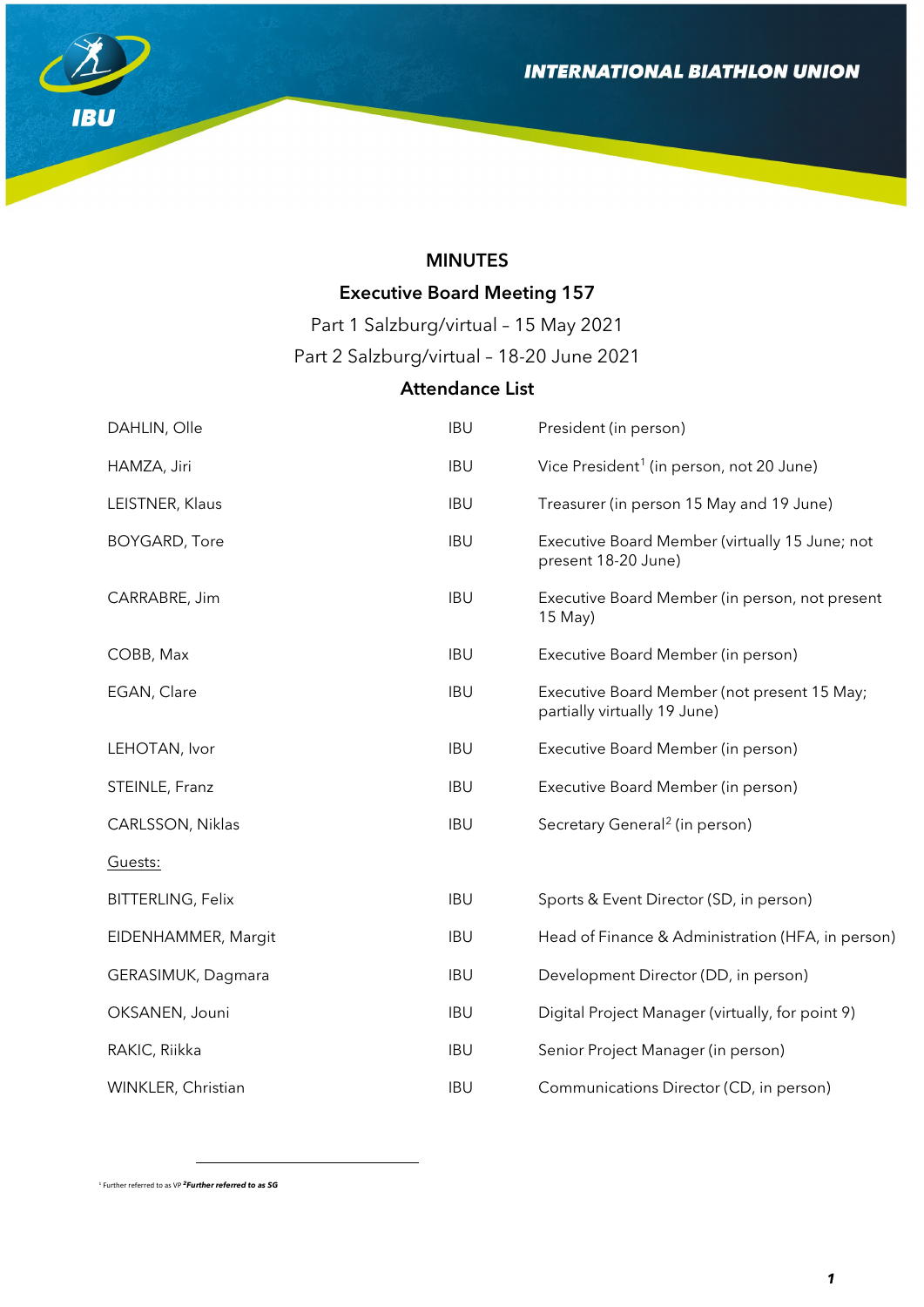INTERNATIONAL BIATHLON UNION

# MINUTES

## Executive Board Meeting 157

Part 1 Salzburg/virtual – 15 May 2021

Part 2 Salzburg/virtual – 18-20 June 2021

## Attendance List

| | | |
|---|---|---|
| DAHLIN, Olle | IBU | President (in person) |
| HAMZA, Jiri | IBU | Vice President[1] (in person, not 20 June) |
| LEISTNER, Klaus | IBU | Treasurer (in person 15 May and 19 June) |
| BOYGARD, Tore | IBU | Executive Board Member (virtually 15 June; not present 18-20 June) |
| CARRABRE, Jim | IBU | Executive Board Member (in person, not present 15 May) |
| COBB, Max | IBU | Executive Board Member (in person) |
| EGAN, Clare | IBU | Executive Board Member (not present 15 May; partially virtually 19 June) |
| LEHOTAN, Ivor | IBU | Executive Board Member (in person) |
| STEINLE, Franz | IBU | Executive Board Member (in person) |
| CARLSSON, Niklas | IBU | Secretary General[2] (in person) |
| Guests: | | |
| BITTERLING, Felix | IBU | Sports & Event Director (SD, in person) |
| EIDENHAMMER, Margit | IBU | Head of Finance & Administration (HFA, in person) |
| GERASIMUK, Dagmara | IBU | Development Director (DD, in person) |
| OKSANEN, Jouni | IBU | Digital Project Manager (virtually, for point 9) |
| RAKIC, Riikka | IBU | Senior Project Manager (in person) |
| WINKLER, Christian | IBU | Communications Director (CD, in person) |

[1] Further referred to as VP [2] ***Further referred to as SG***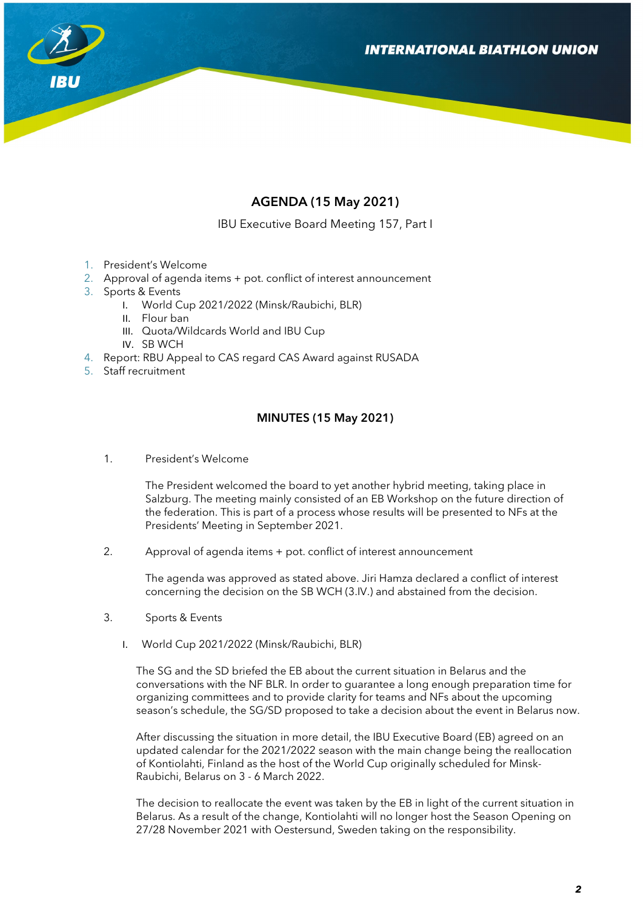## AGENDA (15 May 2021)

IBU Executive Board Meeting 157, Part I

1. President's Welcome
2. Approval of agenda items + pot. conflict of interest announcement
3. Sports & Events
   - I. World Cup 2021/2022 (Minsk/Raubichi, BLR)
   - II. Flour ban
   - III. Quota/Wildcards World and IBU Cup
   - IV. SB WCH
4. Report: RBU Appeal to CAS regard CAS Award against RUSADA
5. Staff recruitment

## MINUTES (15 May 2021)

1. President's Welcome

   The President welcomed the board to yet another hybrid meeting, taking place in Salzburg. The meeting mainly consisted of an EB Workshop on the future direction of the federation. This is part of a process whose results will be presented to NFs at the Presidents' Meeting in September 2021.

2. Approval of agenda items + pot. conflict of interest announcement

   The agenda was approved as stated above. Jiri Hamza declared a conflict of interest concerning the decision on the SB WCH (3.IV.) and abstained from the decision.

3. Sports & Events

   I. World Cup 2021/2022 (Minsk/Raubichi, BLR)

   The SG and the SD briefed the EB about the current situation in Belarus and the conversations with the NF BLR. In order to guarantee a long enough preparation time for organizing committees and to provide clarity for teams and NFs about the upcoming season's schedule, the SG/SD proposed to take a decision about the event in Belarus now.

   After discussing the situation in more detail, the IBU Executive Board (EB) agreed on an updated calendar for the 2021/2022 season with the main change being the reallocation of Kontiolahti, Finland as the host of the World Cup originally scheduled for Minsk-Raubichi, Belarus on 3 - 6 March 2022.

   The decision to reallocate the event was taken by the EB in light of the current situation in Belarus. As a result of the change, Kontiolahti will no longer host the Season Opening on 27/28 November 2021 with Oestersund, Sweden taking on the responsibility.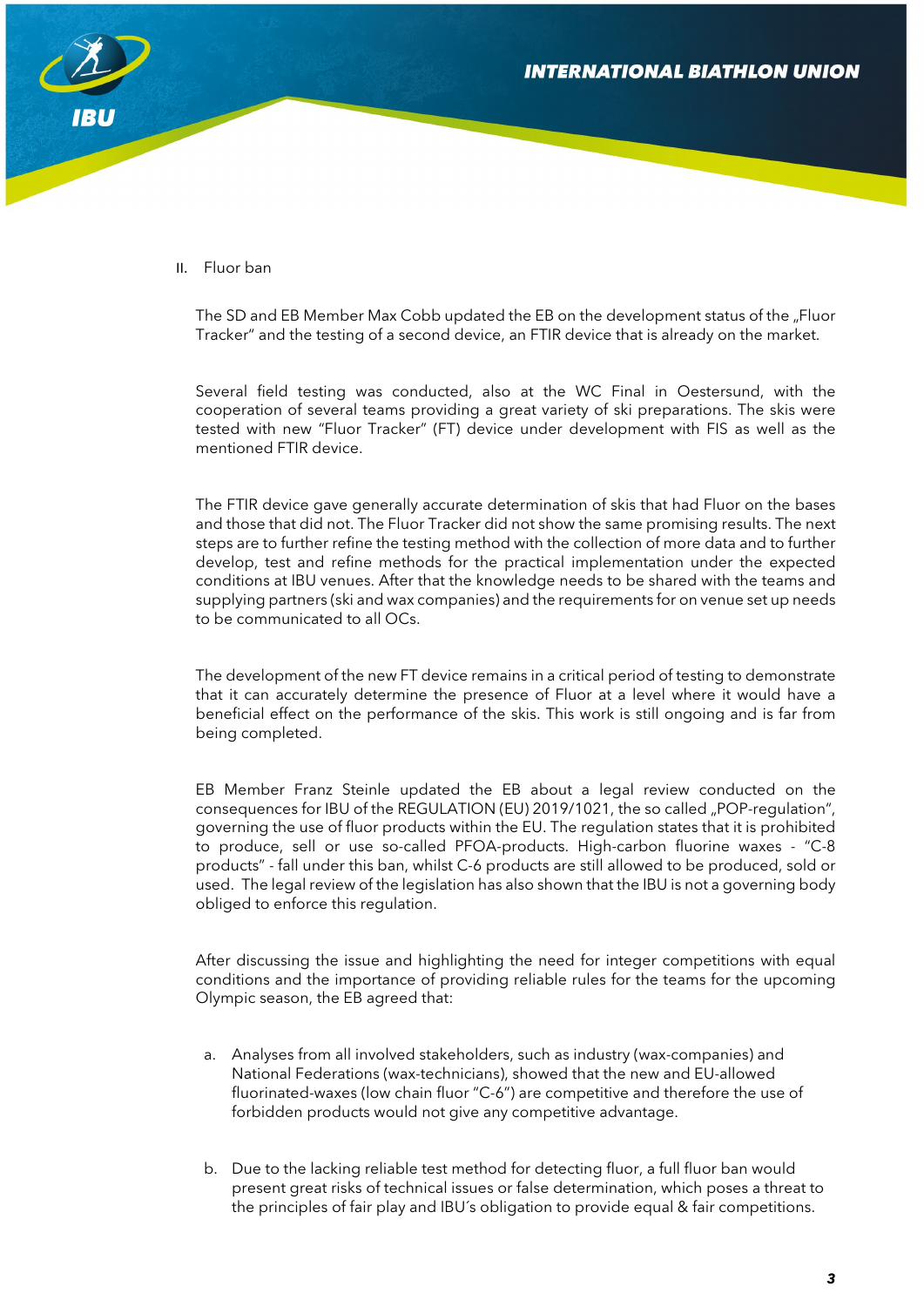## II. Fluor ban

The SD and EB Member Max Cobb updated the EB on the development status of the „Fluor Tracker" and the testing of a second device, an FTIR device that is already on the market.

Several field testing was conducted, also at the WC Final in Oestersund, with the cooperation of several teams providing a great variety of ski preparations. The skis were tested with new "Fluor Tracker" (FT) device under development with FIS as well as the mentioned FTIR device.

The FTIR device gave generally accurate determination of skis that had Fluor on the bases and those that did not. The Fluor Tracker did not show the same promising results. The next steps are to further refine the testing method with the collection of more data and to further develop, test and refine methods for the practical implementation under the expected conditions at IBU venues. After that the knowledge needs to be shared with the teams and supplying partners (ski and wax companies) and the requirements for on venue set up needs to be communicated to all OCs.

The development of the new FT device remains in a critical period of testing to demonstrate that it can accurately determine the presence of Fluor at a level where it would have a beneficial effect on the performance of the skis. This work is still ongoing and is far from being completed.

EB Member Franz Steinle updated the EB about a legal review conducted on the consequences for IBU of the REGULATION (EU) 2019/1021, the so called „POP-regulation", governing the use of fluor products within the EU. The regulation states that it is prohibited to produce, sell or use so-called PFOA-products. High-carbon fluorine waxes - "C-8 products" - fall under this ban, whilst C-6 products are still allowed to be produced, sold or used. The legal review of the legislation has also shown that the IBU is not a governing body obliged to enforce this regulation.

After discussing the issue and highlighting the need for integer competitions with equal conditions and the importance of providing reliable rules for the teams for the upcoming Olympic season, the EB agreed that:

a. Analyses from all involved stakeholders, such as industry (wax-companies) and National Federations (wax-technicians), showed that the new and EU-allowed fluorinated-waxes (low chain fluor "C-6") are competitive and therefore the use of forbidden products would not give any competitive advantage.

b. Due to the lacking reliable test method for detecting fluor, a full fluor ban would present great risks of technical issues or false determination, which poses a threat to the principles of fair play and IBU´s obligation to provide equal & fair competitions.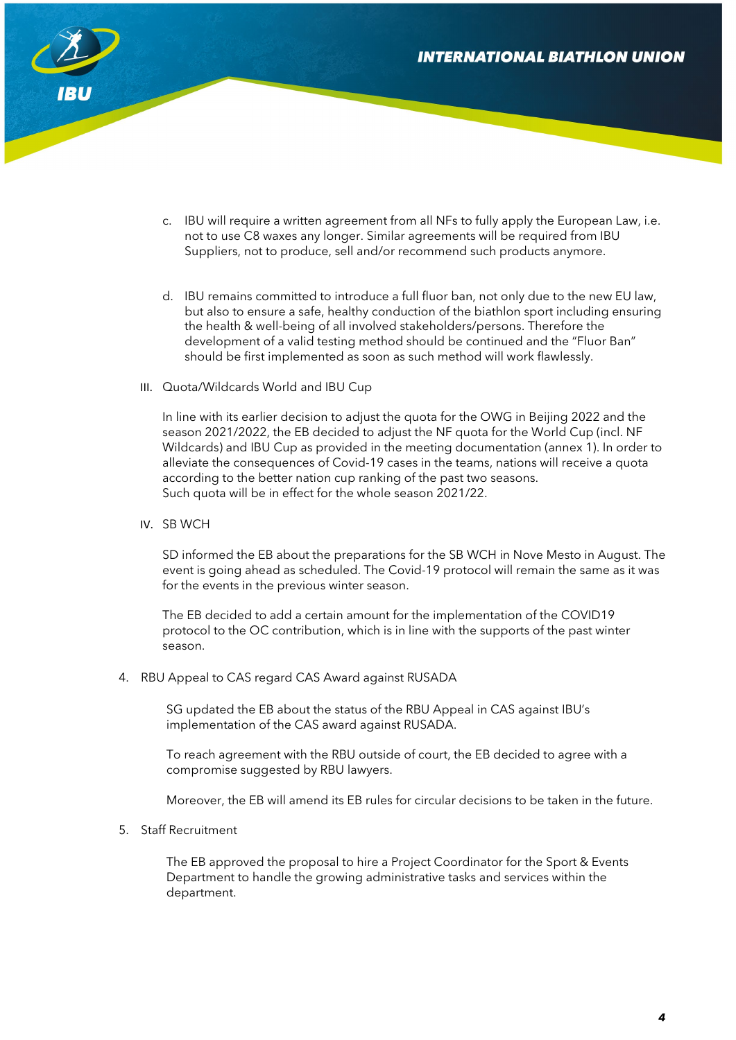c. IBU will require a written agreement from all NFs to fully apply the European Law, i.e. not to use C8 waxes any longer. Similar agreements will be required from IBU Suppliers, not to produce, sell and/or recommend such products anymore.

d. IBU remains committed to introduce a full fluor ban, not only due to the new EU law, but also to ensure a safe, healthy conduction of the biathlon sport including ensuring the health & well-being of all involved stakeholders/persons. Therefore the development of a valid testing method should be continued and the "Fluor Ban" should be first implemented as soon as such method will work flawlessly.

III. Quota/Wildcards World and IBU Cup

In line with its earlier decision to adjust the quota for the OWG in Beijing 2022 and the season 2021/2022, the EB decided to adjust the NF quota for the World Cup (incl. NF Wildcards) and IBU Cup as provided in the meeting documentation (annex 1). In order to alleviate the consequences of Covid-19 cases in the teams, nations will receive a quota according to the better nation cup ranking of the past two seasons.
Such quota will be in effect for the whole season 2021/22.

IV. SB WCH

SD informed the EB about the preparations for the SB WCH in Nove Mesto in August. The event is going ahead as scheduled. The Covid-19 protocol will remain the same as it was for the events in the previous winter season.

The EB decided to add a certain amount for the implementation of the COVID19 protocol to the OC contribution, which is in line with the supports of the past winter season.

4. RBU Appeal to CAS regard CAS Award against RUSADA

SG updated the EB about the status of the RBU Appeal in CAS against IBU's implementation of the CAS award against RUSADA.

To reach agreement with the RBU outside of court, the EB decided to agree with a compromise suggested by RBU lawyers.

Moreover, the EB will amend its EB rules for circular decisions to be taken in the future.

5. Staff Recruitment

The EB approved the proposal to hire a Project Coordinator for the Sport & Events Department to handle the growing administrative tasks and services within the department.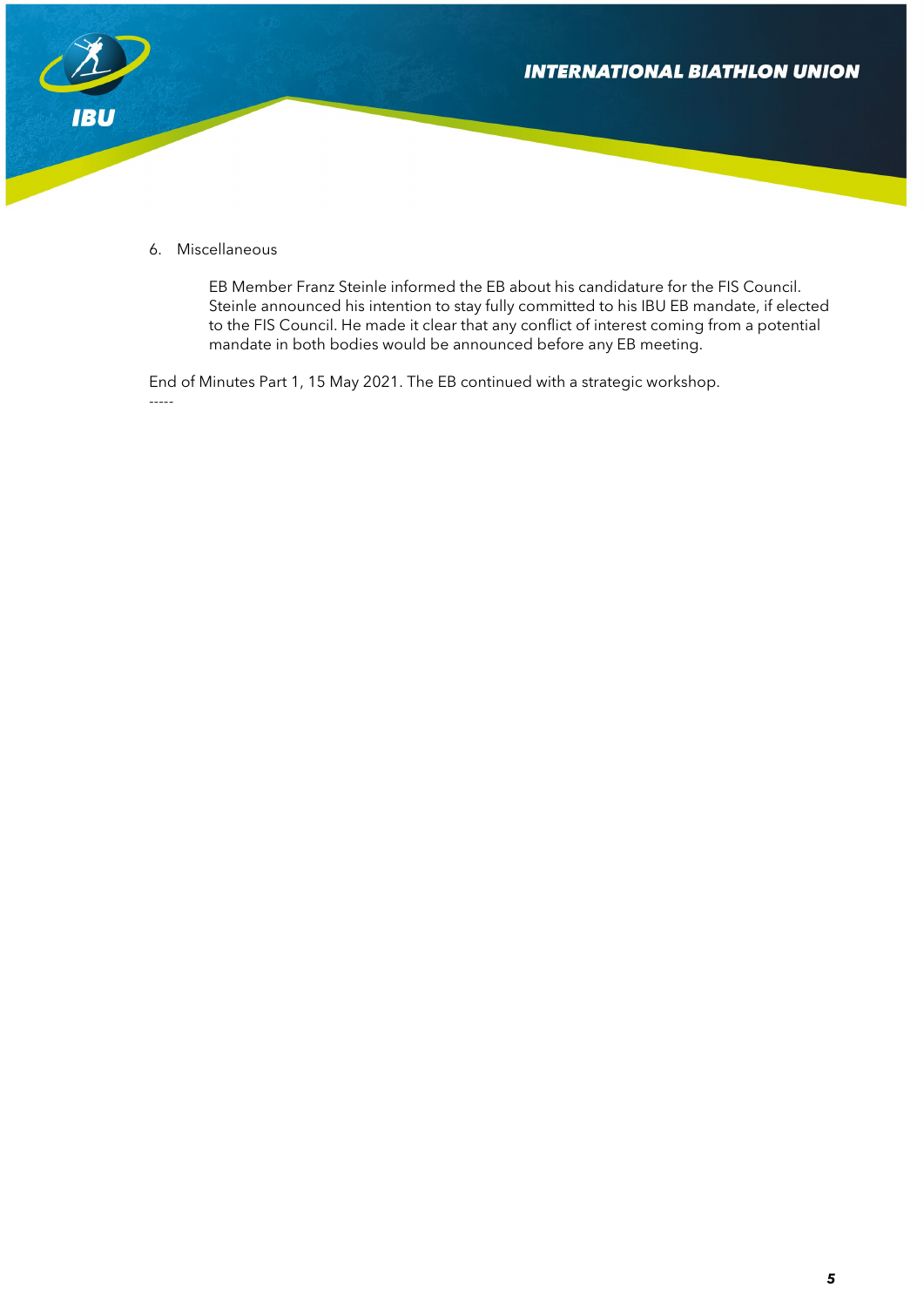6. Miscellaneous

    EB Member Franz Steinle informed the EB about his candidature for the FIS Council. Steinle announced his intention to stay fully committed to his IBU EB mandate, if elected to the FIS Council. He made it clear that any conflict of interest coming from a potential mandate in both bodies would be announced before any EB meeting.

End of Minutes Part 1, 15 May 2021. The EB continued with a strategic workshop.

-----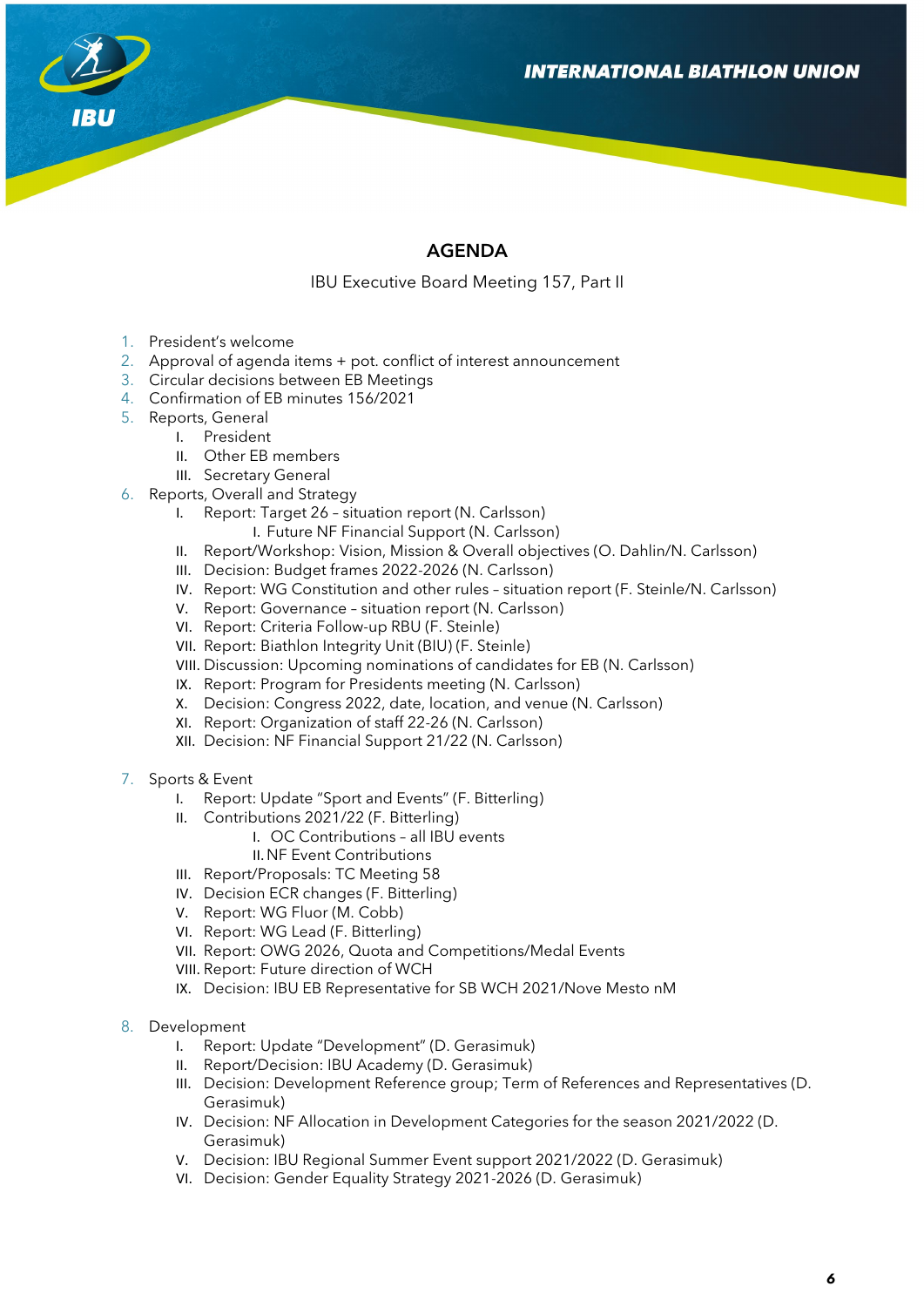## AGENDA

IBU Executive Board Meeting 157, Part II

1. President's welcome
2. Approval of agenda items + pot. conflict of interest announcement
3. Circular decisions between EB Meetings
4. Confirmation of EB minutes 156/2021
5. Reports, General
    I. President
    II. Other EB members
    III. Secretary General
6. Reports, Overall and Strategy
    I. Report: Target 26 – situation report (N. Carlsson)
        I. Future NF Financial Support (N. Carlsson)
    II. Report/Workshop: Vision, Mission & Overall objectives (O. Dahlin/N. Carlsson)
    III. Decision: Budget frames 2022-2026 (N. Carlsson)
    IV. Report: WG Constitution and other rules – situation report (F. Steinle/N. Carlsson)
    V. Report: Governance – situation report (N. Carlsson)
    VI. Report: Criteria Follow-up RBU (F. Steinle)
    VII. Report: Biathlon Integrity Unit (BIU) (F. Steinle)
    VIII. Discussion: Upcoming nominations of candidates for EB (N. Carlsson)
    IX. Report: Program for Presidents meeting (N. Carlsson)
    X. Decision: Congress 2022, date, location, and venue (N. Carlsson)
    XI. Report: Organization of staff 22-26 (N. Carlsson)
    XII. Decision: NF Financial Support 21/22 (N. Carlsson)
7. Sports & Event
    I. Report: Update "Sport and Events" (F. Bitterling)
    II. Contributions 2021/22 (F. Bitterling)
        I. OC Contributions – all IBU events
        II. NF Event Contributions
    III. Report/Proposals: TC Meeting 58
    IV. Decision ECR changes (F. Bitterling)
    V. Report: WG Fluor (M. Cobb)
    VI. Report: WG Lead (F. Bitterling)
    VII. Report: OWG 2026, Quota and Competitions/Medal Events
    VIII. Report: Future direction of WCH
    IX. Decision: IBU EB Representative for SB WCH 2021/Nove Mesto nM
8. Development
    I. Report: Update "Development" (D. Gerasimuk)
    II. Report/Decision: IBU Academy (D. Gerasimuk)
    III. Decision: Development Reference group; Term of References and Representatives (D. Gerasimuk)
    IV. Decision: NF Allocation in Development Categories for the season 2021/2022 (D. Gerasimuk)
    V. Decision: IBU Regional Summer Event support 2021/2022 (D. Gerasimuk)
    VI. Decision: Gender Equality Strategy 2021-2026 (D. Gerasimuk)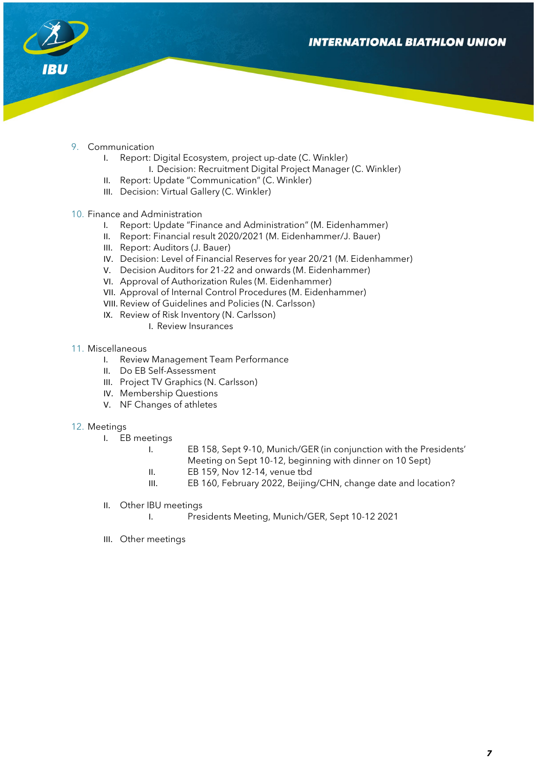9. Communication
    I. Report: Digital Ecosystem, project up-date (C. Winkler)
        I. Decision: Recruitment Digital Project Manager (C. Winkler)
    II. Report: Update "Communication" (C. Winkler)
    III. Decision: Virtual Gallery (C. Winkler)

10. Finance and Administration
    I. Report: Update "Finance and Administration" (M. Eidenhammer)
    II. Report: Financial result 2020/2021 (M. Eidenhammer/J. Bauer)
    III. Report: Auditors (J. Bauer)
    IV. Decision: Level of Financial Reserves for year 20/21 (M. Eidenhammer)
    V. Decision Auditors for 21-22 and onwards (M. Eidenhammer)
    VI. Approval of Authorization Rules (M. Eidenhammer)
    VII. Approval of Internal Control Procedures (M. Eidenhammer)
    VIII. Review of Guidelines and Policies (N. Carlsson)
    IX. Review of Risk Inventory (N. Carlsson)
        I. Review Insurances

11. Miscellaneous
    I. Review Management Team Performance
    II. Do EB Self-Assessment
    III. Project TV Graphics (N. Carlsson)
    IV. Membership Questions
    V. NF Changes of athletes

12. Meetings
    I. EB meetings
        I. EB 158, Sept 9-10, Munich/GER (in conjunction with the Presidents' Meeting on Sept 10-12, beginning with dinner on 10 Sept)
        II. EB 159, Nov 12-14, venue tbd
        III. EB 160, February 2022, Beijing/CHN, change date and location?

    II. Other IBU meetings
        I. Presidents Meeting, Munich/GER, Sept 10-12 2021

    III. Other meetings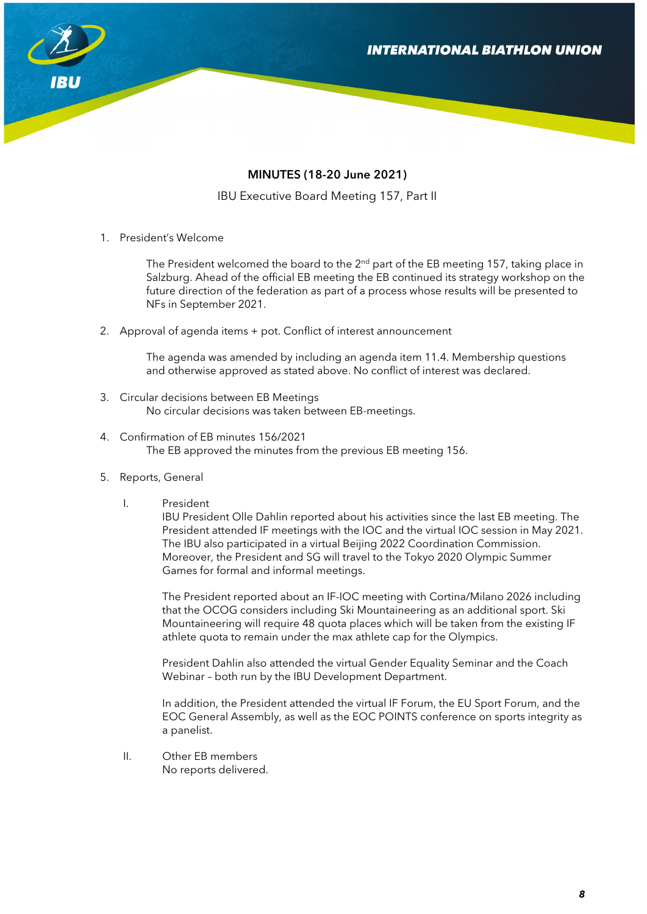**MINUTES (18-20 June 2021)**

IBU Executive Board Meeting 157, Part II

1. President's Welcome

   The President welcomed the board to the 2nd part of the EB meeting 157, taking place in Salzburg. Ahead of the official EB meeting the EB continued its strategy workshop on the future direction of the federation as part of a process whose results will be presented to NFs in September 2021.

2. Approval of agenda items + pot. Conflict of interest announcement

   The agenda was amended by including an agenda item 11.4. Membership questions and otherwise approved as stated above. No conflict of interest was declared.

3. Circular decisions between EB Meetings
   No circular decisions was taken between EB-meetings.

4. Confirmation of EB minutes 156/2021
   The EB approved the minutes from the previous EB meeting 156.

5. Reports, General

   I. President
   IBU President Olle Dahlin reported about his activities since the last EB meeting. The President attended IF meetings with the IOC and the virtual IOC session in May 2021. The IBU also participated in a virtual Beijing 2022 Coordination Commission. Moreover, the President and SG will travel to the Tokyo 2020 Olympic Summer Games for formal and informal meetings.

   The President reported about an IF-IOC meeting with Cortina/Milano 2026 including that the OCOG considers including Ski Mountaineering as an additional sport. Ski Mountaineering will require 48 quota places which will be taken from the existing IF athlete quota to remain under the max athlete cap for the Olympics.

   President Dahlin also attended the virtual Gender Equality Seminar and the Coach Webinar – both run by the IBU Development Department.

   In addition, the President attended the virtual IF Forum, the EU Sport Forum, and the EOC General Assembly, as well as the EOC POINTS conference on sports integrity as a panelist.

   II. Other EB members
   No reports delivered.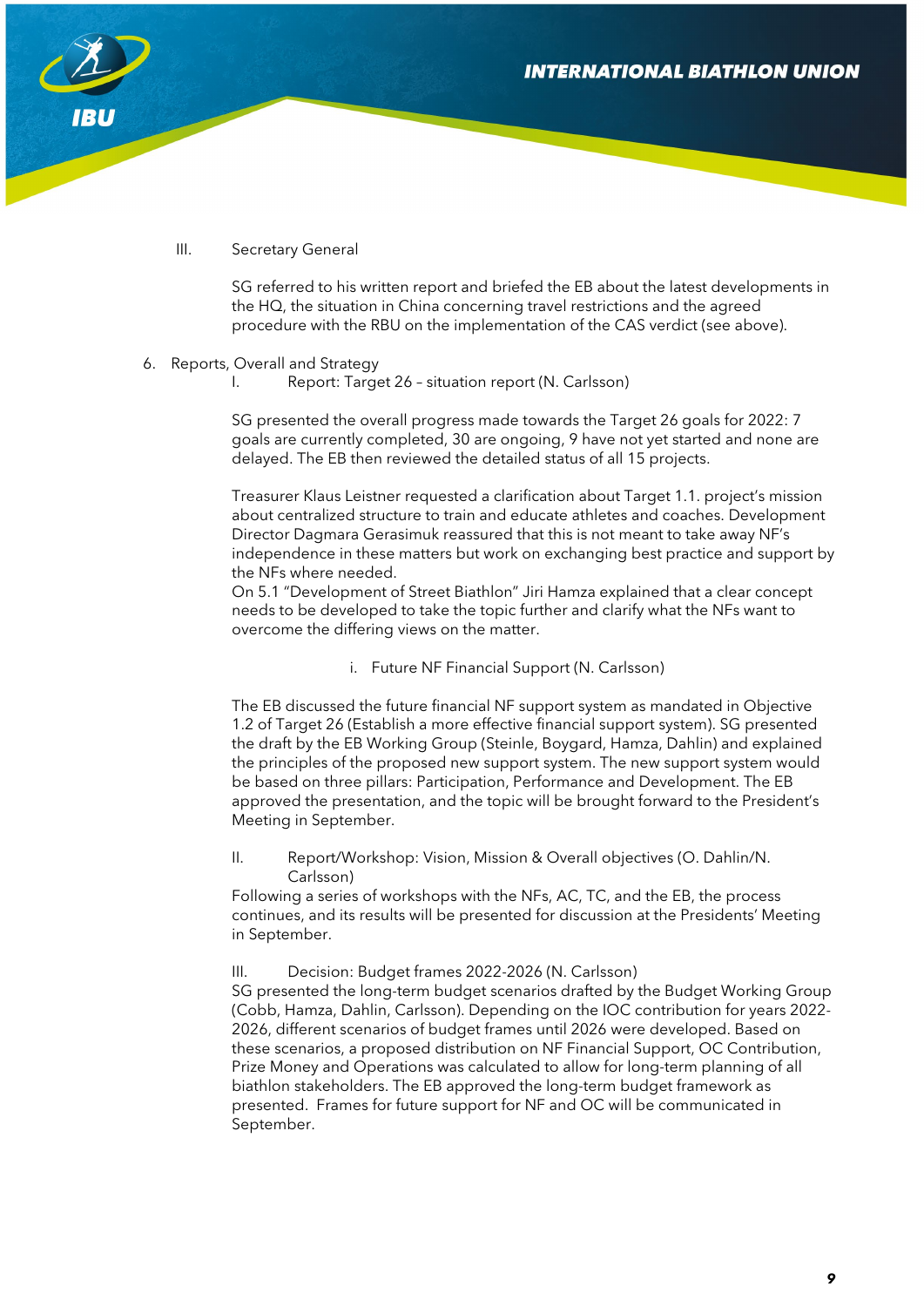III. Secretary General

SG referred to his written report and briefed the EB about the latest developments in the HQ, the situation in China concerning travel restrictions and the agreed procedure with the RBU on the implementation of the CAS verdict (see above).

6. Reports, Overall and Strategy

I. Report: Target 26 – situation report (N. Carlsson)

SG presented the overall progress made towards the Target 26 goals for 2022: 7 goals are currently completed, 30 are ongoing, 9 have not yet started and none are delayed. The EB then reviewed the detailed status of all 15 projects.

Treasurer Klaus Leistner requested a clarification about Target 1.1. project's mission about centralized structure to train and educate athletes and coaches. Development Director Dagmara Gerasimuk reassured that this is not meant to take away NF's independence in these matters but work on exchanging best practice and support by the NFs where needed.

On 5.1 "Development of Street Biathlon" Jiri Hamza explained that a clear concept needs to be developed to take the topic further and clarify what the NFs want to overcome the differing views on the matter.

i. Future NF Financial Support (N. Carlsson)

The EB discussed the future financial NF support system as mandated in Objective 1.2 of Target 26 (Establish a more effective financial support system). SG presented the draft by the EB Working Group (Steinle, Boygard, Hamza, Dahlin) and explained the principles of the proposed new support system. The new support system would be based on three pillars: Participation, Performance and Development. The EB approved the presentation, and the topic will be brought forward to the President's Meeting in September.

II. Report/Workshop: Vision, Mission & Overall objectives (O. Dahlin/N. Carlsson)

Following a series of workshops with the NFs, AC, TC, and the EB, the process continues, and its results will be presented for discussion at the Presidents' Meeting in September.

III. Decision: Budget frames 2022-2026 (N. Carlsson)

SG presented the long-term budget scenarios drafted by the Budget Working Group (Cobb, Hamza, Dahlin, Carlsson). Depending on the IOC contribution for years 2022-2026, different scenarios of budget frames until 2026 were developed. Based on these scenarios, a proposed distribution on NF Financial Support, OC Contribution, Prize Money and Operations was calculated to allow for long-term planning of all biathlon stakeholders. The EB approved the long-term budget framework as presented. Frames for future support for NF and OC will be communicated in September.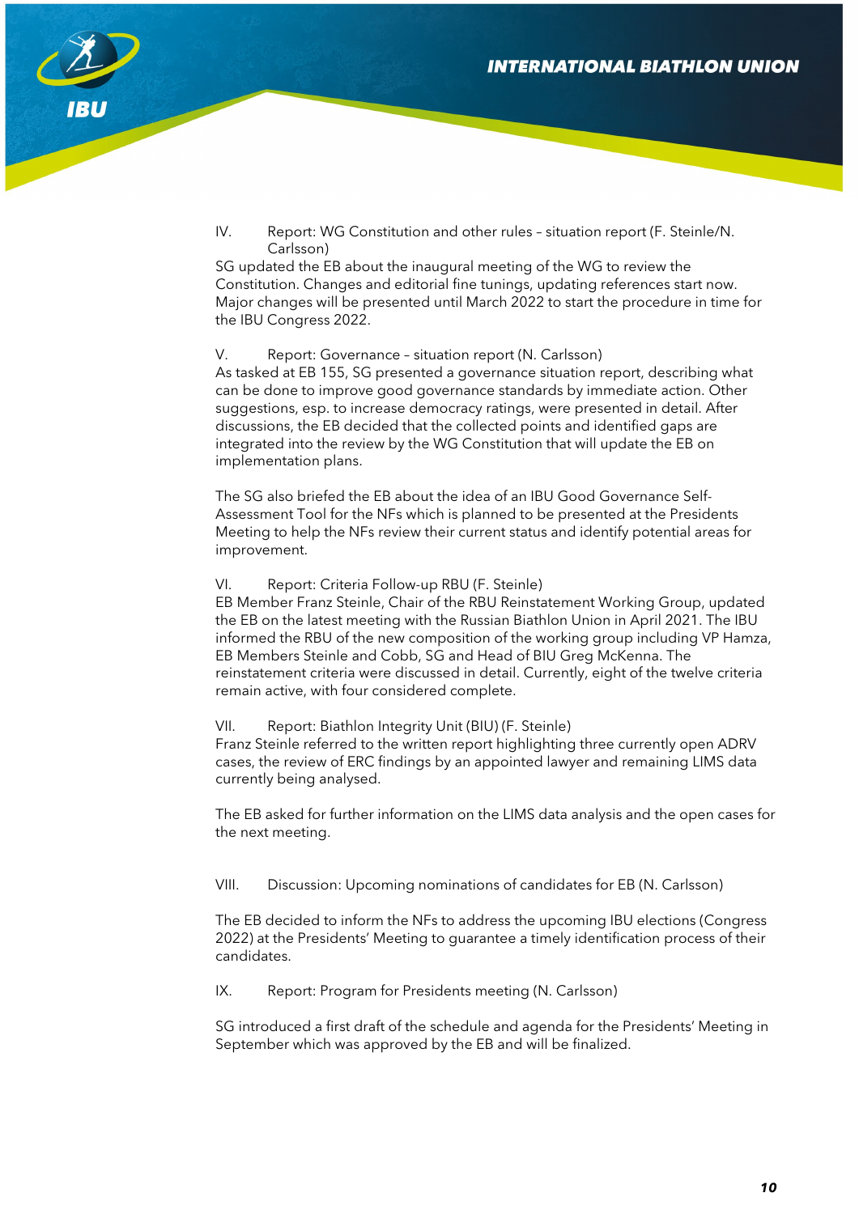IV. Report: WG Constitution and other rules – situation report (F. Steinle/N. Carlsson)

SG updated the EB about the inaugural meeting of the WG to review the Constitution. Changes and editorial fine tunings, updating references start now. Major changes will be presented until March 2022 to start the procedure in time for the IBU Congress 2022.

V. Report: Governance – situation report (N. Carlsson)

As tasked at EB 155, SG presented a governance situation report, describing what can be done to improve good governance standards by immediate action. Other suggestions, esp. to increase democracy ratings, were presented in detail. After discussions, the EB decided that the collected points and identified gaps are integrated into the review by the WG Constitution that will update the EB on implementation plans.

The SG also briefed the EB about the idea of an IBU Good Governance Self-Assessment Tool for the NFs which is planned to be presented at the Presidents Meeting to help the NFs review their current status and identify potential areas for improvement.

VI. Report: Criteria Follow-up RBU (F. Steinle)

EB Member Franz Steinle, Chair of the RBU Reinstatement Working Group, updated the EB on the latest meeting with the Russian Biathlon Union in April 2021. The IBU informed the RBU of the new composition of the working group including VP Hamza, EB Members Steinle and Cobb, SG and Head of BIU Greg McKenna. The reinstatement criteria were discussed in detail. Currently, eight of the twelve criteria remain active, with four considered complete.

VII. Report: Biathlon Integrity Unit (BIU) (F. Steinle)

Franz Steinle referred to the written report highlighting three currently open ADRV cases, the review of ERC findings by an appointed lawyer and remaining LIMS data currently being analysed.

The EB asked for further information on the LIMS data analysis and the open cases for the next meeting.

VIII. Discussion: Upcoming nominations of candidates for EB (N. Carlsson)

The EB decided to inform the NFs to address the upcoming IBU elections (Congress 2022) at the Presidents' Meeting to guarantee a timely identification process of their candidates.

IX. Report: Program for Presidents meeting (N. Carlsson)

SG introduced a first draft of the schedule and agenda for the Presidents' Meeting in September which was approved by the EB and will be finalized.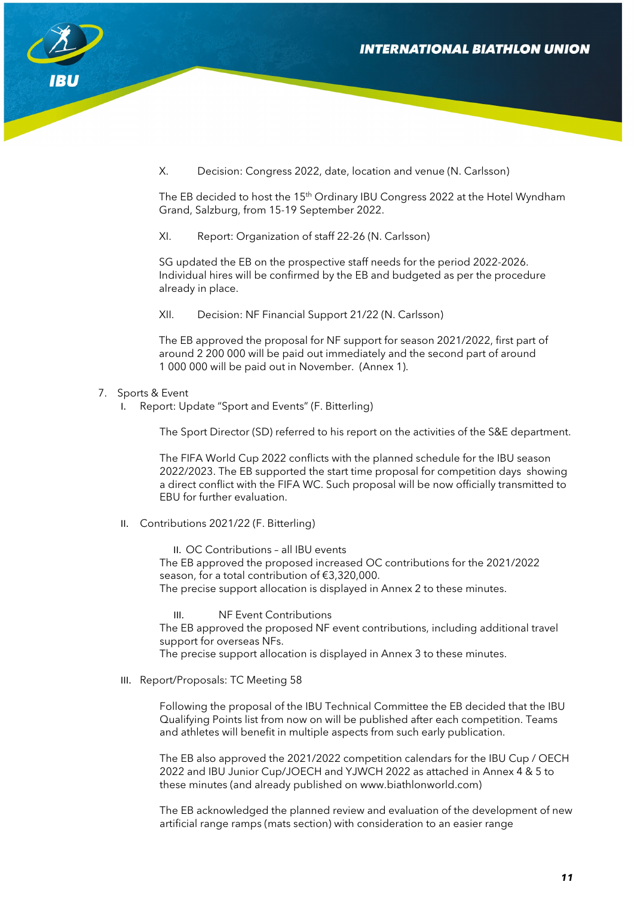X. Decision: Congress 2022, date, location and venue (N. Carlsson)

The EB decided to host the 15th Ordinary IBU Congress 2022 at the Hotel Wyndham Grand, Salzburg, from 15-19 September 2022.

XI. Report: Organization of staff 22-26 (N. Carlsson)

SG updated the EB on the prospective staff needs for the period 2022-2026. Individual hires will be confirmed by the EB and budgeted as per the procedure already in place.

XII. Decision: NF Financial Support 21/22 (N. Carlsson)

The EB approved the proposal for NF support for season 2021/2022, first part of around 2 200 000 will be paid out immediately and the second part of around 1 000 000 will be paid out in November. (Annex 1).

7. Sports & Event
   I. Report: Update "Sport and Events" (F. Bitterling)

   The Sport Director (SD) referred to his report on the activities of the S&E department.

   The FIFA World Cup 2022 conflicts with the planned schedule for the IBU season 2022/2023. The EB supported the start time proposal for competition days showing a direct conflict with the FIFA WC. Such proposal will be now officially transmitted to EBU for further evaluation.

   II. Contributions 2021/22 (F. Bitterling)

   II. OC Contributions – all IBU events
   The EB approved the proposed increased OC contributions for the 2021/2022 season, for a total contribution of €3,320,000.
   The precise support allocation is displayed in Annex 2 to these minutes.

   III. NF Event Contributions
   The EB approved the proposed NF event contributions, including additional travel support for overseas NFs.
   The precise support allocation is displayed in Annex 3 to these minutes.

   III. Report/Proposals: TC Meeting 58

   Following the proposal of the IBU Technical Committee the EB decided that the IBU Qualifying Points list from now on will be published after each competition. Teams and athletes will benefit in multiple aspects from such early publication.

   The EB also approved the 2021/2022 competition calendars for the IBU Cup / OECH 2022 and IBU Junior Cup/JOECH and YJWCH 2022 as attached in Annex 4 & 5 to these minutes (and already published on www.biathlonworld.com)

   The EB acknowledged the planned review and evaluation of the development of new artificial range ramps (mats section) with consideration to an easier range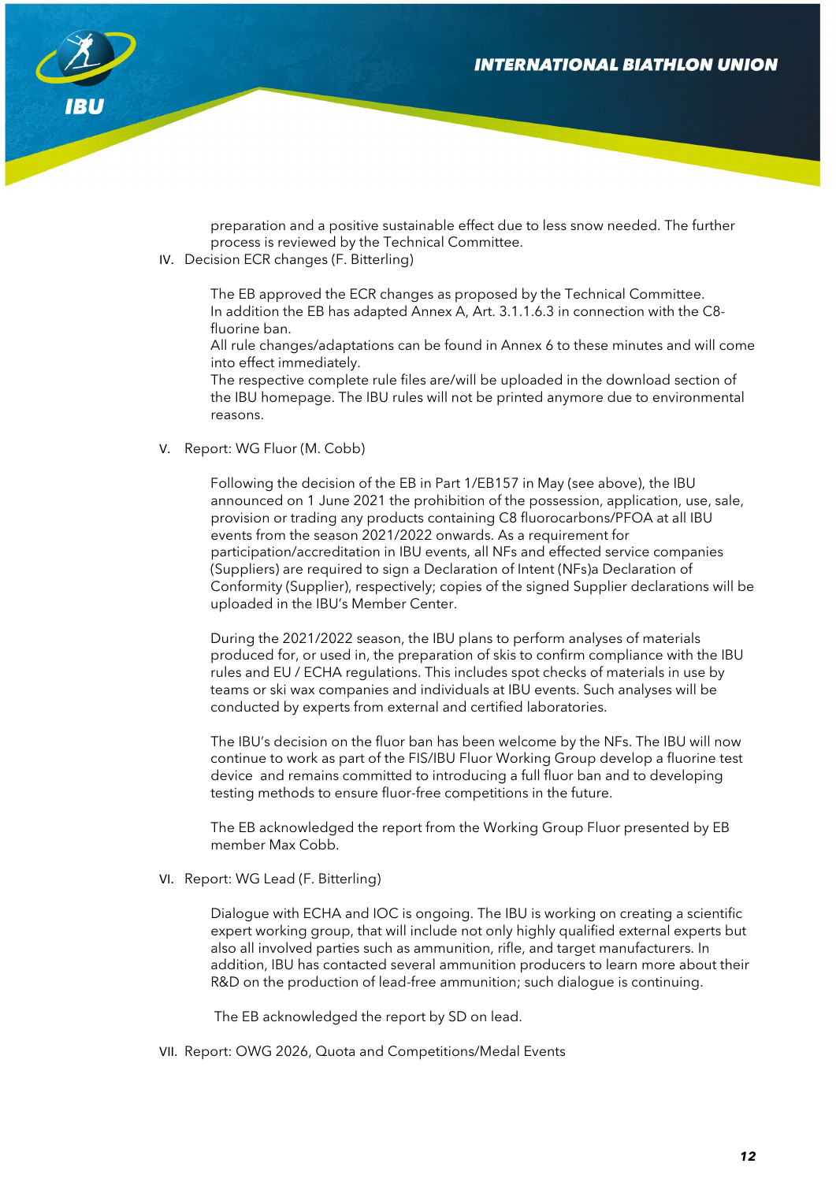preparation and a positive sustainable effect due to less snow needed. The further process is reviewed by the Technical Committee.

IV. Decision ECR changes (F. Bitterling)

The EB approved the ECR changes as proposed by the Technical Committee. In addition the EB has adapted Annex A, Art. 3.1.1.6.3 in connection with the C8-fluorine ban.
All rule changes/adaptations can be found in Annex 6 to these minutes and will come into effect immediately.
The respective complete rule files are/will be uploaded in the download section of the IBU homepage. The IBU rules will not be printed anymore due to environmental reasons.

V. Report: WG Fluor (M. Cobb)

Following the decision of the EB in Part 1/EB157 in May (see above), the IBU announced on 1 June 2021 the prohibition of the possession, application, use, sale, provision or trading any products containing C8 fluorocarbons/PFOA at all IBU events from the season 2021/2022 onwards. As a requirement for participation/accreditation in IBU events, all NFs and effected service companies (Suppliers) are required to sign a Declaration of Intent (NFs)a Declaration of Conformity (Supplier), respectively; copies of the signed Supplier declarations will be uploaded in the IBU's Member Center.

During the 2021/2022 season, the IBU plans to perform analyses of materials produced for, or used in, the preparation of skis to confirm compliance with the IBU rules and EU / ECHA regulations. This includes spot checks of materials in use by teams or ski wax companies and individuals at IBU events. Such analyses will be conducted by experts from external and certified laboratories.

The IBU's decision on the fluor ban has been welcome by the NFs. The IBU will now continue to work as part of the FIS/IBU Fluor Working Group develop a fluorine test device and remains committed to introducing a full fluor ban and to developing testing methods to ensure fluor-free competitions in the future.

The EB acknowledged the report from the Working Group Fluor presented by EB member Max Cobb.

VI. Report: WG Lead (F. Bitterling)

Dialogue with ECHA and IOC is ongoing. The IBU is working on creating a scientific expert working group, that will include not only highly qualified external experts but also all involved parties such as ammunition, rifle, and target manufacturers. In addition, IBU has contacted several ammunition producers to learn more about their R&D on the production of lead-free ammunition; such dialogue is continuing.

The EB acknowledged the report by SD on lead.

VII. Report: OWG 2026, Quota and Competitions/Medal Events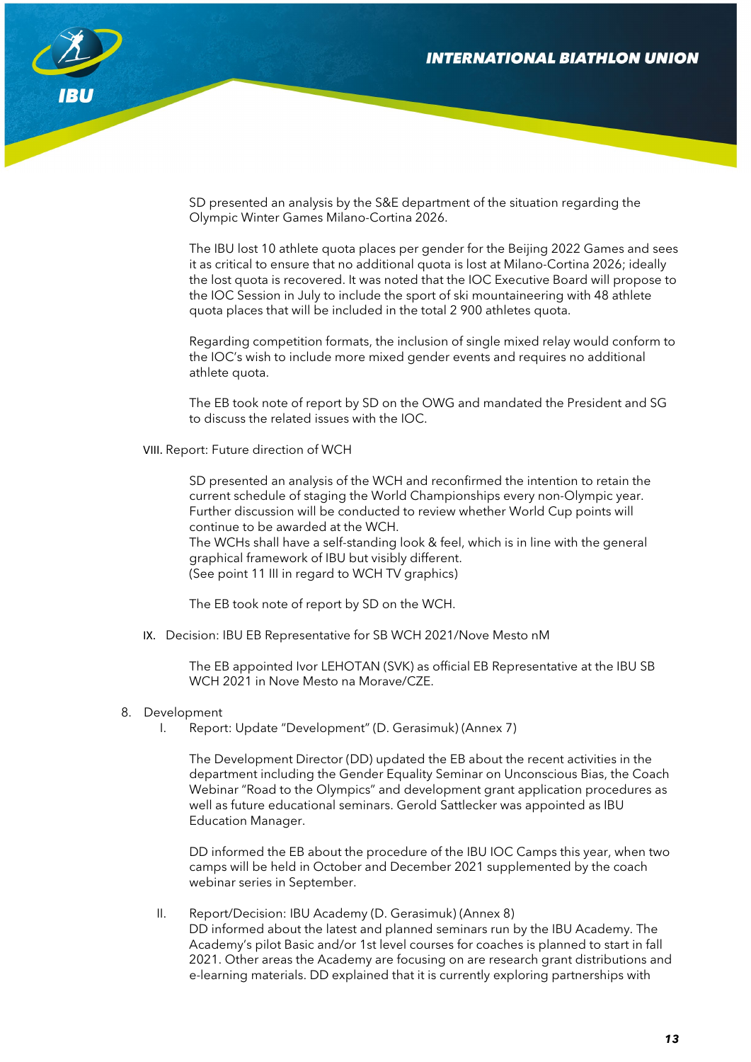SD presented an analysis by the S&E department of the situation regarding the Olympic Winter Games Milano-Cortina 2026.

The IBU lost 10 athlete quota places per gender for the Beijing 2022 Games and sees it as critical to ensure that no additional quota is lost at Milano-Cortina 2026; ideally the lost quota is recovered. It was noted that the IOC Executive Board will propose to the IOC Session in July to include the sport of ski mountaineering with 48 athlete quota places that will be included in the total 2 900 athletes quota.

Regarding competition formats, the inclusion of single mixed relay would conform to the IOC's wish to include more mixed gender events and requires no additional athlete quota.

The EB took note of report by SD on the OWG and mandated the President and SG to discuss the related issues with the IOC.

VIII. Report: Future direction of WCH

SD presented an analysis of the WCH and reconfirmed the intention to retain the current schedule of staging the World Championships every non-Olympic year. Further discussion will be conducted to review whether World Cup points will continue to be awarded at the WCH.
The WCHs shall have a self-standing look & feel, which is in line with the general graphical framework of IBU but visibly different.
(See point 11 III in regard to WCH TV graphics)

The EB took note of report by SD on the WCH.

IX. Decision: IBU EB Representative for SB WCH 2021/Nove Mesto nM

The EB appointed Ivor LEHOTAN (SVK) as official EB Representative at the IBU SB WCH 2021 in Nove Mesto na Morave/CZE.

8. Development

I. Report: Update "Development" (D. Gerasimuk) (Annex 7)

The Development Director (DD) updated the EB about the recent activities in the department including the Gender Equality Seminar on Unconscious Bias, the Coach Webinar "Road to the Olympics" and development grant application procedures as well as future educational seminars. Gerold Sattlecker was appointed as IBU Education Manager.

DD informed the EB about the procedure of the IBU IOC Camps this year, when two camps will be held in October and December 2021 supplemented by the coach webinar series in September.

II. Report/Decision: IBU Academy (D. Gerasimuk) (Annex 8)
DD informed about the latest and planned seminars run by the IBU Academy. The Academy's pilot Basic and/or 1st level courses for coaches is planned to start in fall 2021. Other areas the Academy are focusing on are research grant distributions and e-learning materials. DD explained that it is currently exploring partnerships with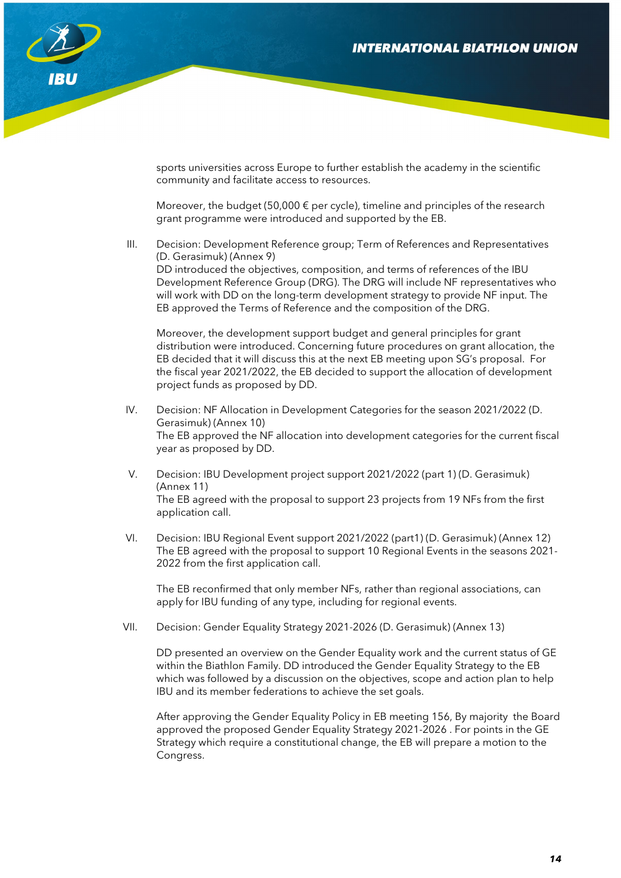sports universities across Europe to further establish the academy in the scientific community and facilitate access to resources.

Moreover, the budget (50,000 € per cycle), timeline and principles of the research grant programme were introduced and supported by the EB.

III. Decision: Development Reference group; Term of References and Representatives (D. Gerasimuk) (Annex 9)
DD introduced the objectives, composition, and terms of references of the IBU Development Reference Group (DRG). The DRG will include NF representatives who will work with DD on the long-term development strategy to provide NF input. The EB approved the Terms of Reference and the composition of the DRG.

Moreover, the development support budget and general principles for grant distribution were introduced. Concerning future procedures on grant allocation, the EB decided that it will discuss this at the next EB meeting upon SG's proposal. For the fiscal year 2021/2022, the EB decided to support the allocation of development project funds as proposed by DD.

IV. Decision: NF Allocation in Development Categories for the season 2021/2022 (D. Gerasimuk) (Annex 10)
The EB approved the NF allocation into development categories for the current fiscal year as proposed by DD.

V. Decision: IBU Development project support 2021/2022 (part 1) (D. Gerasimuk) (Annex 11)
The EB agreed with the proposal to support 23 projects from 19 NFs from the first application call.

VI. Decision: IBU Regional Event support 2021/2022 (part1) (D. Gerasimuk) (Annex 12)
The EB agreed with the proposal to support 10 Regional Events in the seasons 2021-2022 from the first application call.

The EB reconfirmed that only member NFs, rather than regional associations, can apply for IBU funding of any type, including for regional events.

VII. Decision: Gender Equality Strategy 2021-2026 (D. Gerasimuk) (Annex 13)

DD presented an overview on the Gender Equality work and the current status of GE within the Biathlon Family. DD introduced the Gender Equality Strategy to the EB which was followed by a discussion on the objectives, scope and action plan to help IBU and its member federations to achieve the set goals.

After approving the Gender Equality Policy in EB meeting 156, By majority the Board approved the proposed Gender Equality Strategy 2021-2026 . For points in the GE Strategy which require a constitutional change, the EB will prepare a motion to the Congress.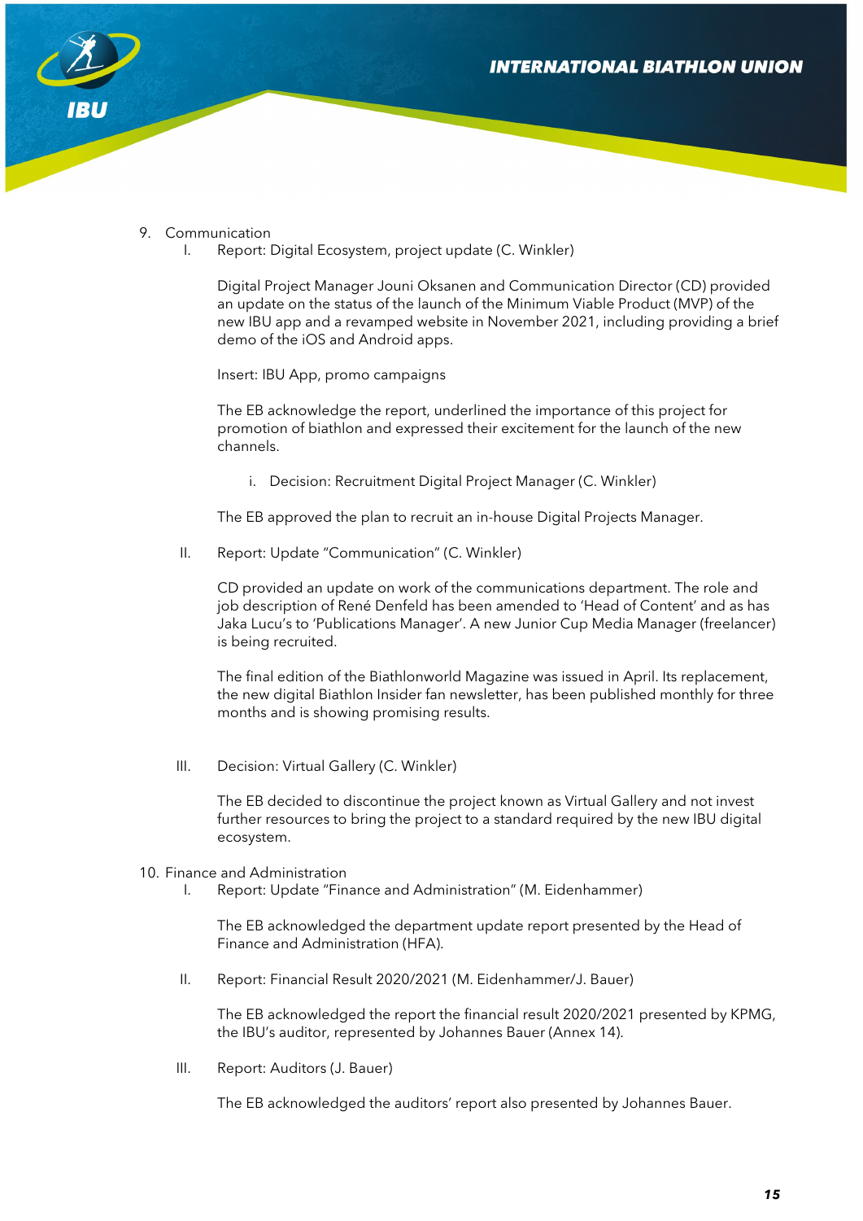9. Communication

   I. Report: Digital Ecosystem, project update (C. Winkler)

      Digital Project Manager Jouni Oksanen and Communication Director (CD) provided an update on the status of the launch of the Minimum Viable Product (MVP) of the new IBU app and a revamped website in November 2021, including providing a brief demo of the iOS and Android apps.

      Insert: IBU App, promo campaigns

      The EB acknowledge the report, underlined the importance of this project for promotion of biathlon and expressed their excitement for the launch of the new channels.

      i. Decision: Recruitment Digital Project Manager (C. Winkler)

      The EB approved the plan to recruit an in-house Digital Projects Manager.

   II. Report: Update "Communication" (C. Winkler)

      CD provided an update on work of the communications department. The role and job description of René Denfeld has been amended to 'Head of Content' and as has Jaka Lucu's to 'Publications Manager'. A new Junior Cup Media Manager (freelancer) is being recruited.

      The final edition of the Biathlonworld Magazine was issued in April. Its replacement, the new digital Biathlon Insider fan newsletter, has been published monthly for three months and is showing promising results.

   III. Decision: Virtual Gallery (C. Winkler)

      The EB decided to discontinue the project known as Virtual Gallery and not invest further resources to bring the project to a standard required by the new IBU digital ecosystem.

10. Finance and Administration

   I. Report: Update "Finance and Administration" (M. Eidenhammer)

      The EB acknowledged the department update report presented by the Head of Finance and Administration (HFA).

   II. Report: Financial Result 2020/2021 (M. Eidenhammer/J. Bauer)

      The EB acknowledged the report the financial result 2020/2021 presented by KPMG, the IBU's auditor, represented by Johannes Bauer (Annex 14).

   III. Report: Auditors (J. Bauer)

      The EB acknowledged the auditors' report also presented by Johannes Bauer.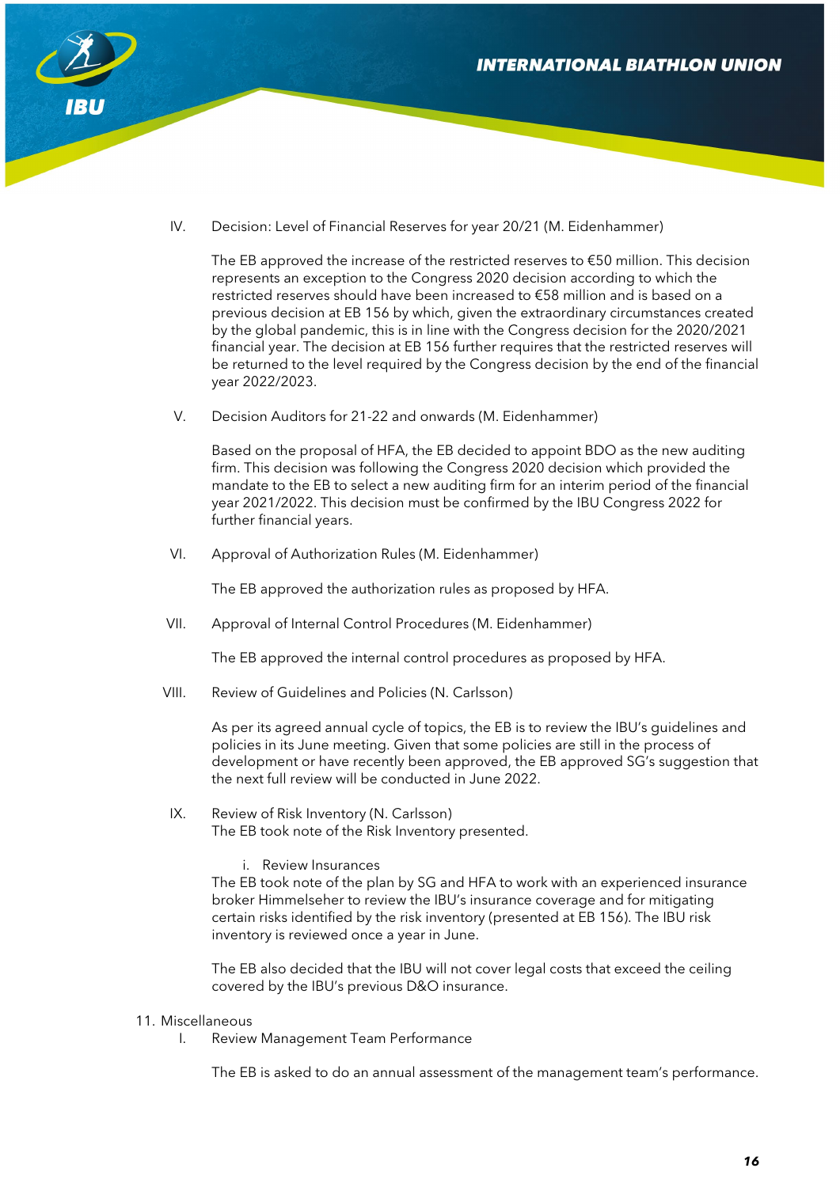IV. Decision: Level of Financial Reserves for year 20/21 (M. Eidenhammer)

The EB approved the increase of the restricted reserves to €50 million. This decision represents an exception to the Congress 2020 decision according to which the restricted reserves should have been increased to €58 million and is based on a previous decision at EB 156 by which, given the extraordinary circumstances created by the global pandemic, this is in line with the Congress decision for the 2020/2021 financial year. The decision at EB 156 further requires that the restricted reserves will be returned to the level required by the Congress decision by the end of the financial year 2022/2023.

V. Decision Auditors for 21-22 and onwards (M. Eidenhammer)

Based on the proposal of HFA, the EB decided to appoint BDO as the new auditing firm. This decision was following the Congress 2020 decision which provided the mandate to the EB to select a new auditing firm for an interim period of the financial year 2021/2022. This decision must be confirmed by the IBU Congress 2022 for further financial years.

VI. Approval of Authorization Rules (M. Eidenhammer)

The EB approved the authorization rules as proposed by HFA.

VII. Approval of Internal Control Procedures (M. Eidenhammer)

The EB approved the internal control procedures as proposed by HFA.

VIII. Review of Guidelines and Policies (N. Carlsson)

As per its agreed annual cycle of topics, the EB is to review the IBU's guidelines and policies in its June meeting. Given that some policies are still in the process of development or have recently been approved, the EB approved SG's suggestion that the next full review will be conducted in June 2022.

IX. Review of Risk Inventory (N. Carlsson)
The EB took note of the Risk Inventory presented.

i. Review Insurances

The EB took note of the plan by SG and HFA to work with an experienced insurance broker Himmelseher to review the IBU's insurance coverage and for mitigating certain risks identified by the risk inventory (presented at EB 156). The IBU risk inventory is reviewed once a year in June.

The EB also decided that the IBU will not cover legal costs that exceed the ceiling covered by the IBU's previous D&O insurance.

11. Miscellaneous

I. Review Management Team Performance

The EB is asked to do an annual assessment of the management team's performance.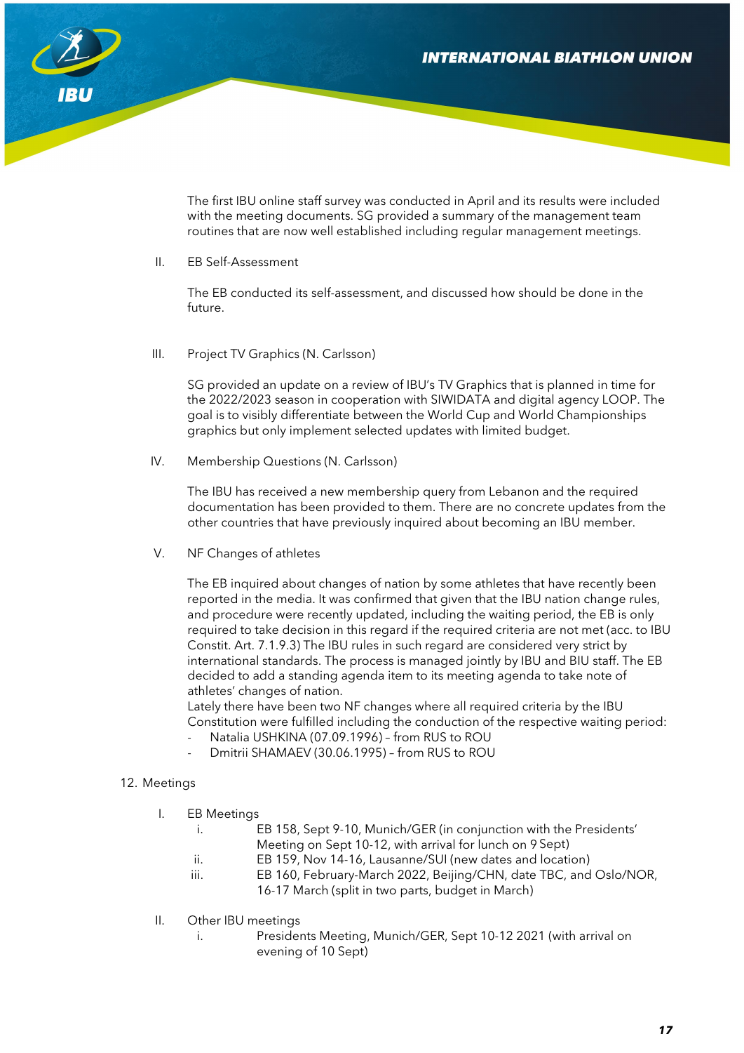The first IBU online staff survey was conducted in April and its results were included with the meeting documents. SG provided a summary of the management team routines that are now well established including regular management meetings.

II. EB Self-Assessment

The EB conducted its self-assessment, and discussed how should be done in the future.

III. Project TV Graphics (N. Carlsson)

SG provided an update on a review of IBU's TV Graphics that is planned in time for the 2022/2023 season in cooperation with SIWIDATA and digital agency LOOP. The goal is to visibly differentiate between the World Cup and World Championships graphics but only implement selected updates with limited budget.

IV. Membership Questions (N. Carlsson)

The IBU has received a new membership query from Lebanon and the required documentation has been provided to them. There are no concrete updates from the other countries that have previously inquired about becoming an IBU member.

V. NF Changes of athletes

The EB inquired about changes of nation by some athletes that have recently been reported in the media. It was confirmed that given that the IBU nation change rules, and procedure were recently updated, including the waiting period, the EB is only required to take decision in this regard if the required criteria are not met (acc. to IBU Constit. Art. 7.1.9.3) The IBU rules in such regard are considered very strict by international standards. The process is managed jointly by IBU and BIU staff. The EB decided to add a standing agenda item to its meeting agenda to take note of athletes' changes of nation.
Lately there have been two NF changes where all required criteria by the IBU Constitution were fulfilled including the conduction of the respective waiting period:

- Natalia USHKINA (07.09.1996) – from RUS to ROU
- Dmitrii SHAMAEV (30.06.1995) – from RUS to ROU

12. Meetings

I. EB Meetings
   i. EB 158, Sept 9-10, Munich/GER (in conjunction with the Presidents' Meeting on Sept 10-12, with arrival for lunch on 9 Sept)
   ii. EB 159, Nov 14-16, Lausanne/SUI (new dates and location)
   iii. EB 160, February-March 2022, Beijing/CHN, date TBC, and Oslo/NOR, 16-17 March (split in two parts, budget in March)

II. Other IBU meetings
   i. Presidents Meeting, Munich/GER, Sept 10-12 2021 (with arrival on evening of 10 Sept)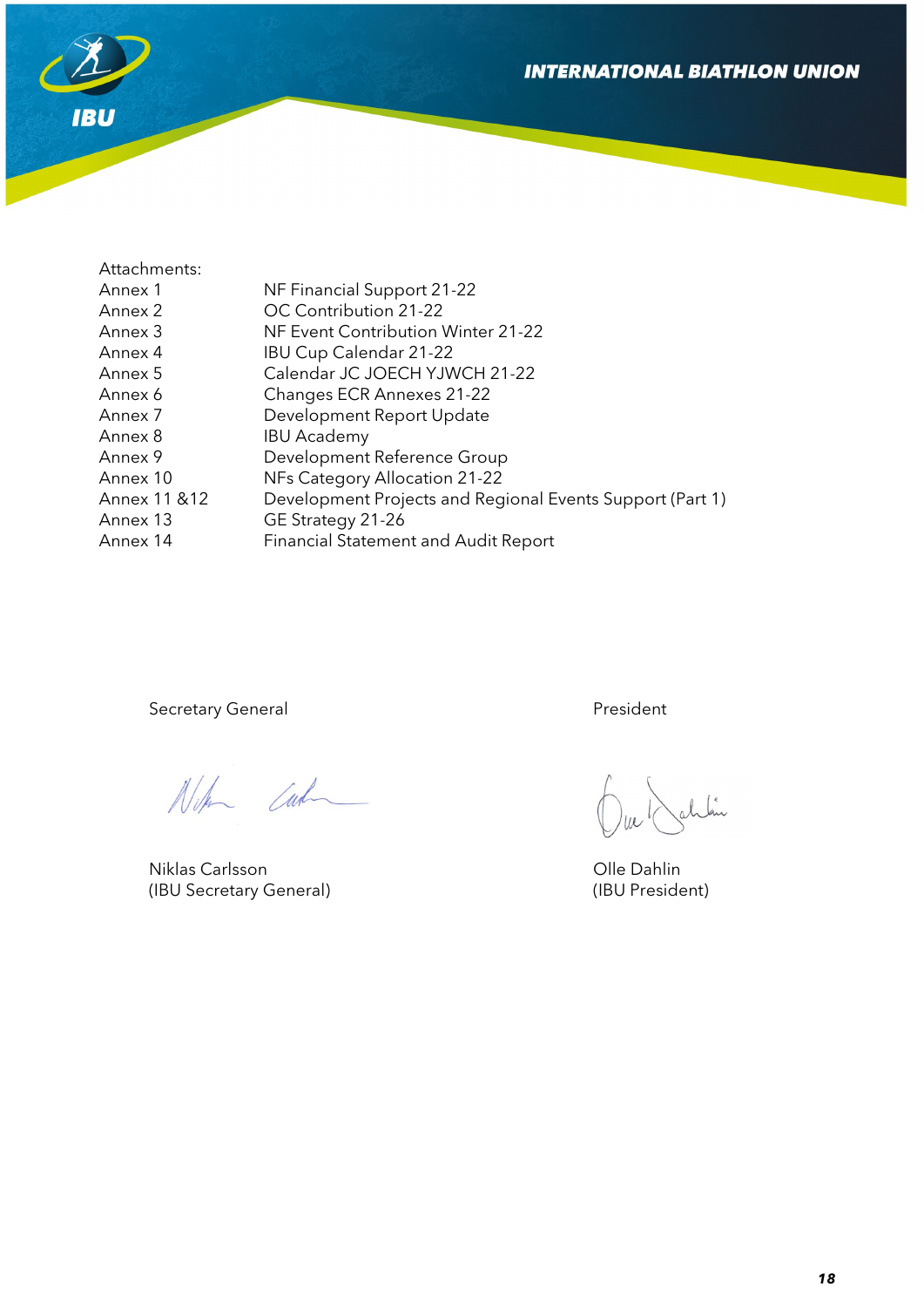Attachments:

| | |
|---|---|
| Annex 1 | NF Financial Support 21-22 |
| Annex 2 | OC Contribution 21-22 |
| Annex 3 | NF Event Contribution Winter 21-22 |
| Annex 4 | IBU Cup Calendar 21-22 |
| Annex 5 | Calendar JC JOECH YJWCH 21-22 |
| Annex 6 | Changes ECR Annexes 21-22 |
| Annex 7 | Development Report Update |
| Annex 8 | IBU Academy |
| Annex 9 | Development Reference Group |
| Annex 10 | NFs Category Allocation 21-22 |
| Annex 11 &12 | Development Projects and Regional Events Support (Part 1) |
| Annex 13 | GE Strategy 21-26 |
| Annex 14 | Financial Statement and Audit Report |

Secretary General

Niklas Carlsson
(IBU Secretary General)

President

Olle Dahlin
(IBU President)